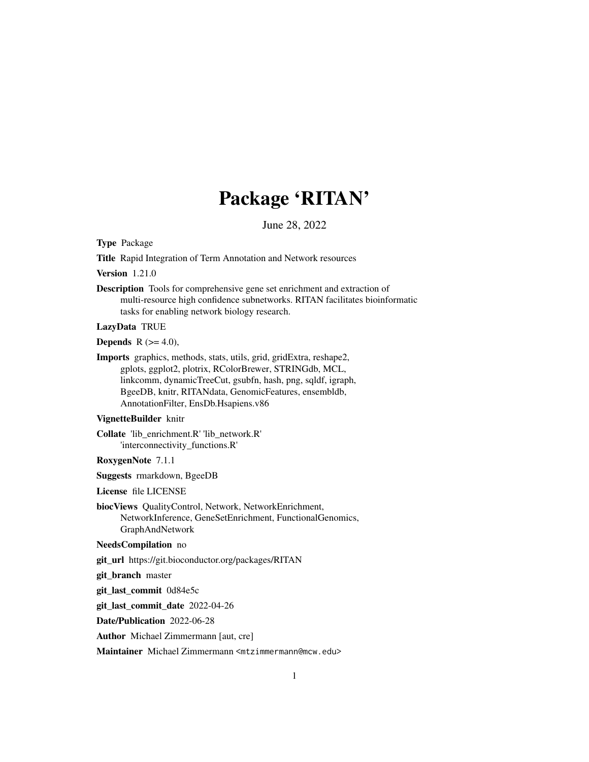# Package 'RITAN'

June 28, 2022

**Type** Package

**Title** Rapid Integration of Term Annotation and Network resources

**Version** 1.21.0

**Description** Tools for comprehensive gene set enrichment and extraction of multi-resource high confidence subnetworks. RITAN facilitates bioinformatic tasks for enabling network biology research.

**LazyData** TRUE

**Depends** R (>= 4.0),

**Imports** graphics, methods, stats, utils, grid, gridExtra, reshape2, gplots, ggplot2, plotrix, RColorBrewer, STRINGdb, MCL, linkcomm, dynamicTreeCut, gsubfn, hash, png, sqldf, igraph, BgeeDB, knitr, RITANdata, GenomicFeatures, ensembldb, AnnotationFilter, EnsDb.Hsapiens.v86

**VignetteBuilder** knitr

**Collate** 'lib_enrichment.R' 'lib_network.R' 'interconnectivity_functions.R'

**RoxygenNote** 7.1.1

**Suggests** rmarkdown, BgeeDB

**License** file LICENSE

**biocViews** QualityControl, Network, NetworkEnrichment, NetworkInference, GeneSetEnrichment, FunctionalGenomics, GraphAndNetwork

**NeedsCompilation** no

**git_url** https://git.bioconductor.org/packages/RITAN

**git_branch** master

**git_last_commit** 0d84e5c

**git_last_commit_date** 2022-04-26

**Date/Publication** 2022-06-28

**Author** Michael Zimmermann [aut, cre]

**Maintainer** Michael Zimmermann <mtzimmermann@mcw.edu>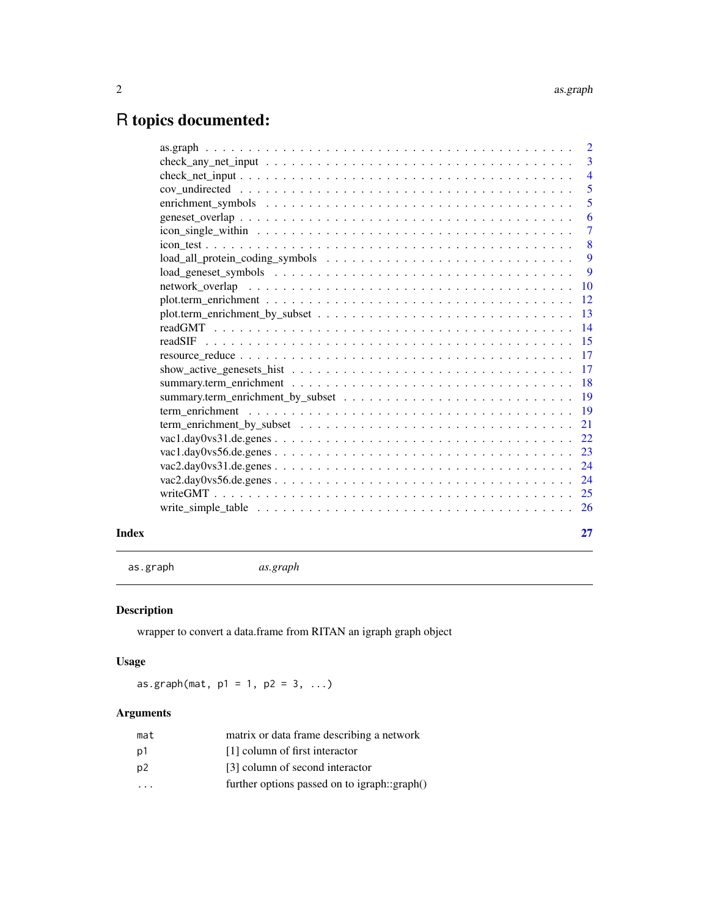# R topics documented:

| | |
|---|---|
| as.graph | 2 |
| check_any_net_input | 3 |
| check_net_input | 4 |
| cov_undirected | 5 |
| enrichment_symbols | 5 |
| geneset_overlap | 6 |
| icon_single_within | 7 |
| icon_test | 8 |
| load_all_protein_coding_symbols | 9 |
| load_geneset_symbols | 9 |
| network_overlap | 10 |
| plot.term_enrichment | 12 |
| plot.term_enrichment_by_subset | 13 |
| readGMT | 14 |
| readSIF | 15 |
| resource_reduce | 17 |
| show_active_genesets_hist | 17 |
| summary.term_enrichment | 18 |
| summary.term_enrichment_by_subset | 19 |
| term_enrichment | 19 |
| term_enrichment_by_subset | 21 |
| vac1.day0vs31.de.genes | 22 |
| vac1.day0vs56.de.genes | 23 |
| vac2.day0vs31.de.genes | 24 |
| vac2.day0vs56.de.genes | 24 |
| writeGMT | 25 |
| write_simple_table | 26 |

**Index** 27

---

`as.graph` *as.graph*

---

## Description

wrapper to convert a data.frame from RITAN an igraph graph object

## Usage

```
as.graph(mat, p1 = 1, p2 = 3, ...)
```

## Arguments

| | |
|---|---|
| `mat` | matrix or data frame describing a network |
| `p1` | [1] column of first interactor |
| `p2` | [3] column of second interactor |
| `...` | further options passed on to igraph::graph() |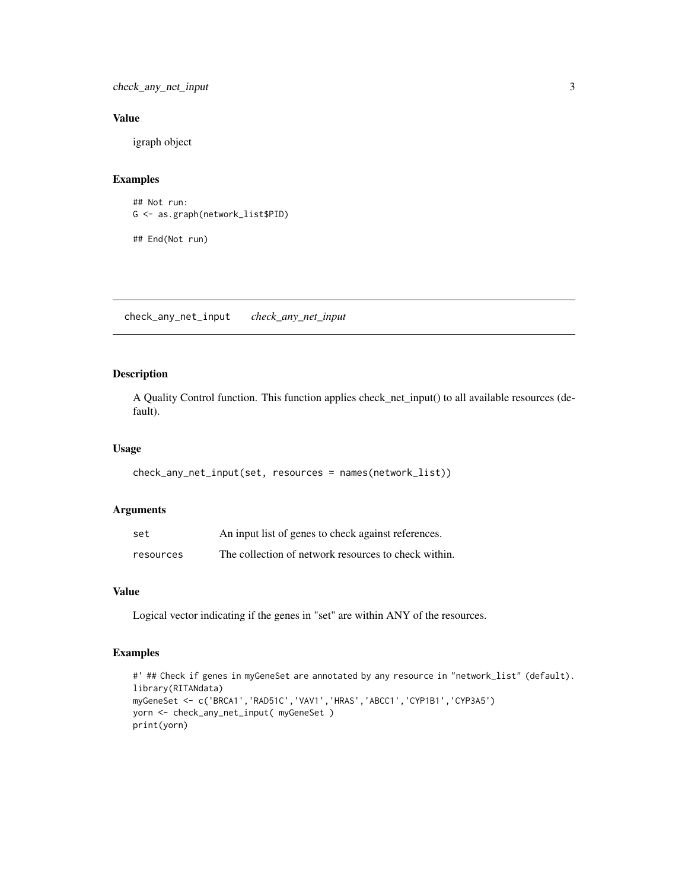## Value

igraph object

## Examples

```
## Not run:
G <- as.graph(network_list$PID)

## End(Not run)
```

---

# check_any_net_input    *check_any_net_input*

---

## Description

A Quality Control function. This function applies check_net_input() to all available resources (default).

## Usage

```
check_any_net_input(set, resources = names(network_list))
```

## Arguments

| | |
|---|---|
| set | An input list of genes to check against references. |
| resources | The collection of network resources to check within. |

## Value

Logical vector indicating if the genes in "set" are within ANY of the resources.

## Examples

```
#' ## Check if genes in myGeneSet are annotated by any resource in "network_list" (default).
library(RITANdata)
myGeneSet <- c('BRCA1','RAD51C','VAV1','HRAS','ABCC1','CYP1B1','CYP3A5')
yorn <- check_any_net_input( myGeneSet )
print(yorn)
```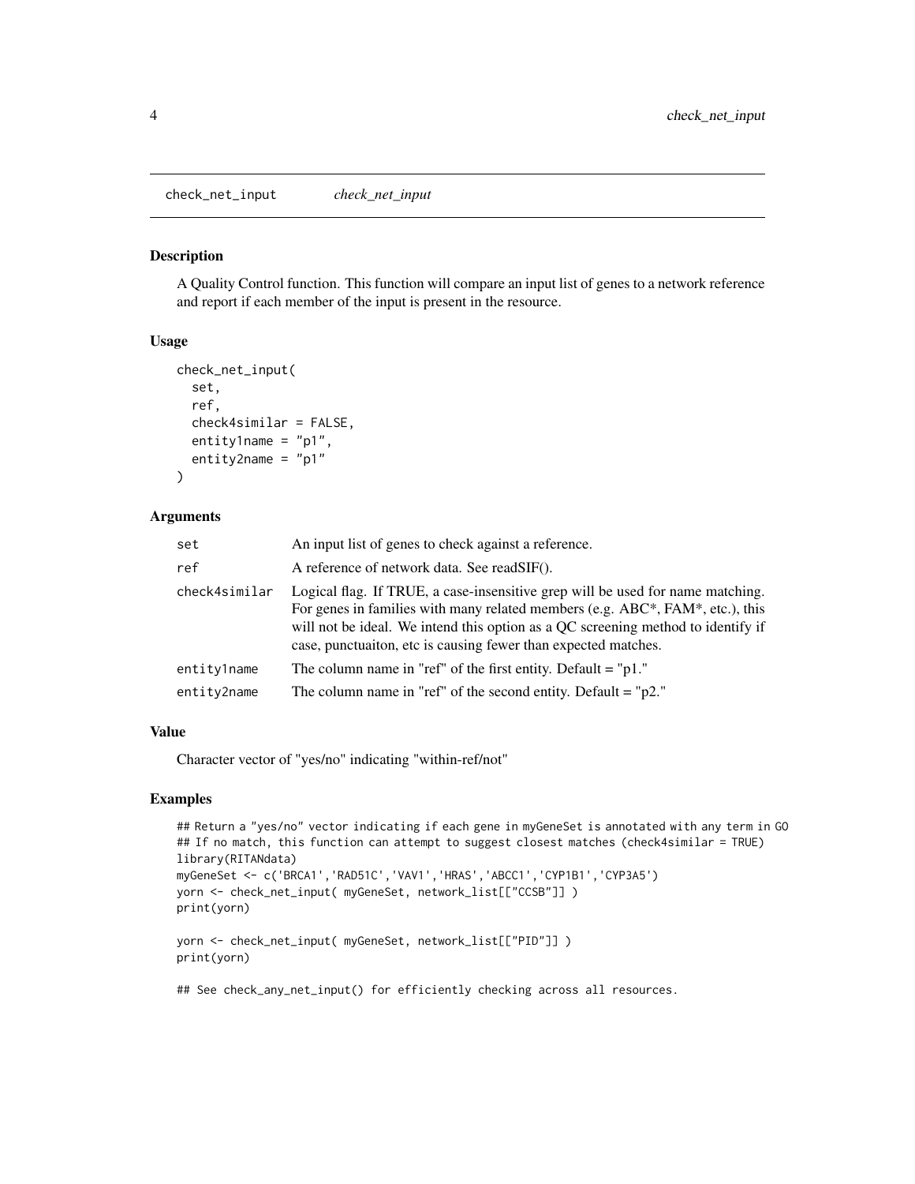check_net_input *check_net_input*

### Description

A Quality Control function. This function will compare an input list of genes to a network reference and report if each member of the input is present in the resource.

### Usage

```
check_net_input(
  set,
  ref,
  check4similar = FALSE,
  entity1name = "p1",
  entity2name = "p1"
)
```

### Arguments

| | |
|---|---|
| set | An input list of genes to check against a reference. |
| ref | A reference of network data. See readSIF(). |
| check4similar | Logical flag. If TRUE, a case-insensitive grep will be used for name matching. For genes in families with many related members (e.g. ABC*, FAM*, etc.), this will not be ideal. We intend this option as a QC screening method to identify if case, punctuaiton, etc is causing fewer than expected matches. |
| entity1name | The column name in "ref" of the first entity. Default = "p1." |
| entity2name | The column name in "ref" of the second entity. Default = "p2." |

### Value

Character vector of "yes/no" indicating "within-ref/not"

### Examples

```
## Return a "yes/no" vector indicating if each gene in myGeneSet is annotated with any term in GO
## If no match, this function can attempt to suggest closest matches (check4similar = TRUE)
library(RITANdata)
myGeneSet <- c('BRCA1','RAD51C','VAV1','HRAS','ABCC1','CYP1B1','CYP3A5')
yorn <- check_net_input( myGeneSet, network_list[["CCSB"]] )
print(yorn)

yorn <- check_net_input( myGeneSet, network_list[["PID"]] )
print(yorn)

## See check_any_net_input() for efficiently checking across all resources.
```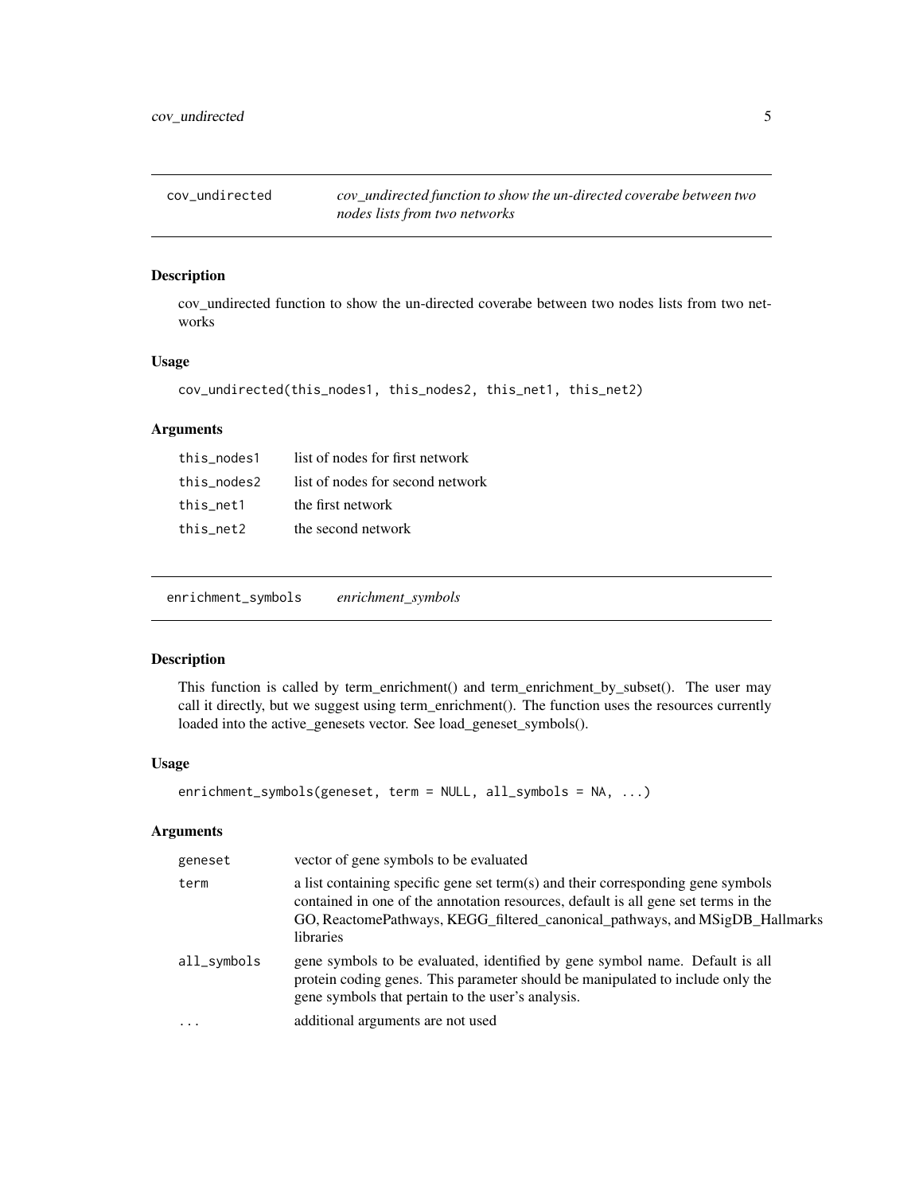## cov_undirected — *cov_undirected function to show the un-directed coverabe between two nodes lists from two networks*

### Description

cov_undirected function to show the un-directed coverabe between two nodes lists from two networks

### Usage

```
cov_undirected(this_nodes1, this_nodes2, this_net1, this_net2)
```

### Arguments

| | |
|---|---|
| this_nodes1 | list of nodes for first network |
| this_nodes2 | list of nodes for second network |
| this_net1 | the first network |
| this_net2 | the second network |

## enrichment_symbols — *enrichment_symbols*

### Description

This function is called by term_enrichment() and term_enrichment_by_subset(). The user may call it directly, but we suggest using term_enrichment(). The function uses the resources currently loaded into the active_genesets vector. See load_geneset_symbols().

### Usage

```
enrichment_symbols(geneset, term = NULL, all_symbols = NA, ...)
```

### Arguments

| | |
|---|---|
| geneset | vector of gene symbols to be evaluated |
| term | a list containing specific gene set term(s) and their corresponding gene symbols contained in one of the annotation resources, default is all gene set terms in the GO, ReactomePathways, KEGG_filtered_canonical_pathways, and MSigDB_Hallmarks libraries |
| all_symbols | gene symbols to be evaluated, identified by gene symbol name. Default is all protein coding genes. This parameter should be manipulated to include only the gene symbols that pertain to the user's analysis. |
| ... | additional arguments are not used |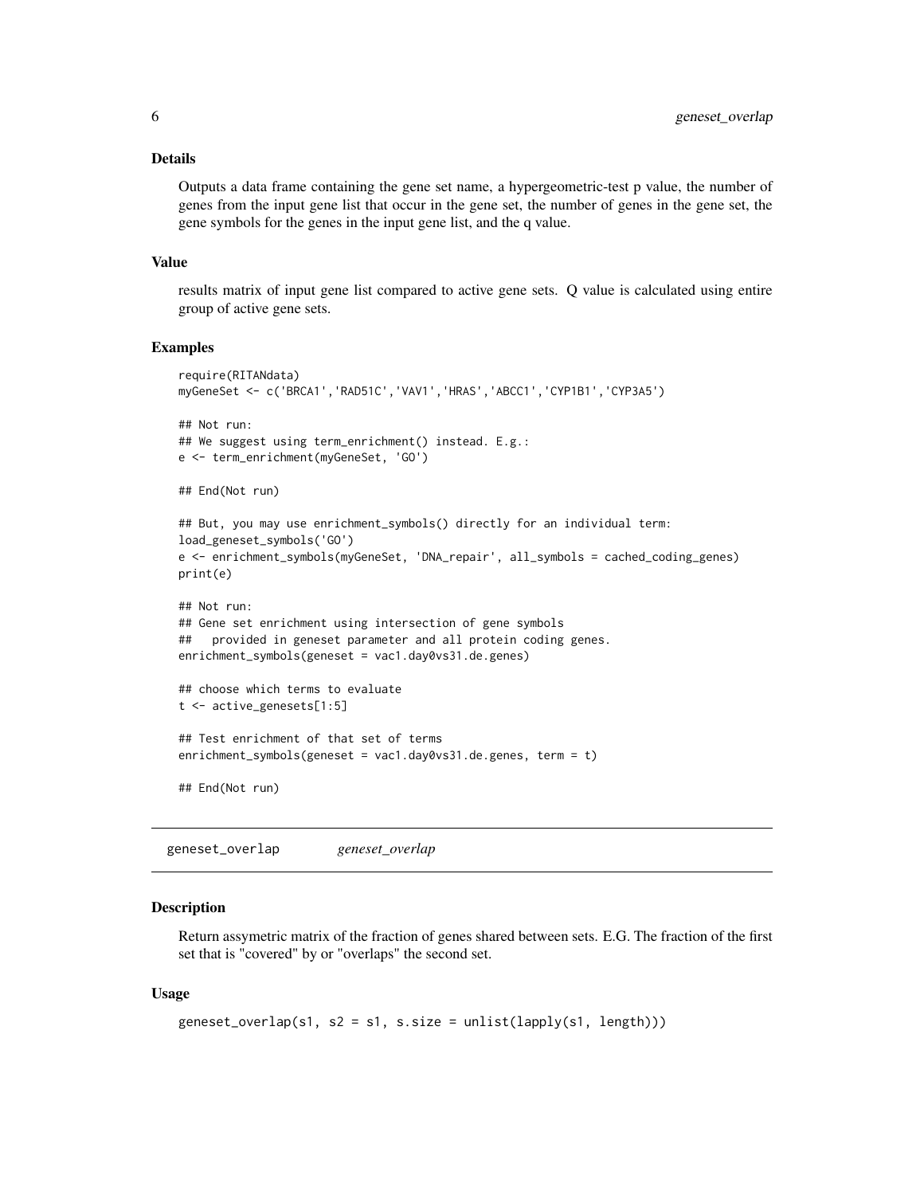### Details

Outputs a data frame containing the gene set name, a hypergeometric-test p value, the number of genes from the input gene list that occur in the gene set, the number of genes in the gene set, the gene symbols for the genes in the input gene list, and the q value.

### Value

results matrix of input gene list compared to active gene sets. Q value is calculated using entire group of active gene sets.

### Examples

```
require(RITANdata)
myGeneSet <- c('BRCA1','RAD51C','VAV1','HRAS','ABCC1','CYP1B1','CYP3A5')

## Not run:
## We suggest using term_enrichment() instead. E.g.:
e <- term_enrichment(myGeneSet, 'GO')

## End(Not run)

## But, you may use enrichment_symbols() directly for an individual term:
load_geneset_symbols('GO')
e <- enrichment_symbols(myGeneSet, 'DNA_repair', all_symbols = cached_coding_genes)
print(e)

## Not run:
## Gene set enrichment using intersection of gene symbols
##   provided in geneset parameter and all protein coding genes.
enrichment_symbols(geneset = vac1.day0vs31.de.genes)

## choose which terms to evaluate
t <- active_genesets[1:5]

## Test enrichment of that set of terms
enrichment_symbols(geneset = vac1.day0vs31.de.genes, term = t)

## End(Not run)
```

---

## geneset_overlap    *geneset_overlap*

### Description

Return assymetric matrix of the fraction of genes shared between sets. E.G. The fraction of the first set that is "covered" by or "overlaps" the second set.

### Usage

```
geneset_overlap(s1, s2 = s1, s.size = unlist(lapply(s1, length)))
```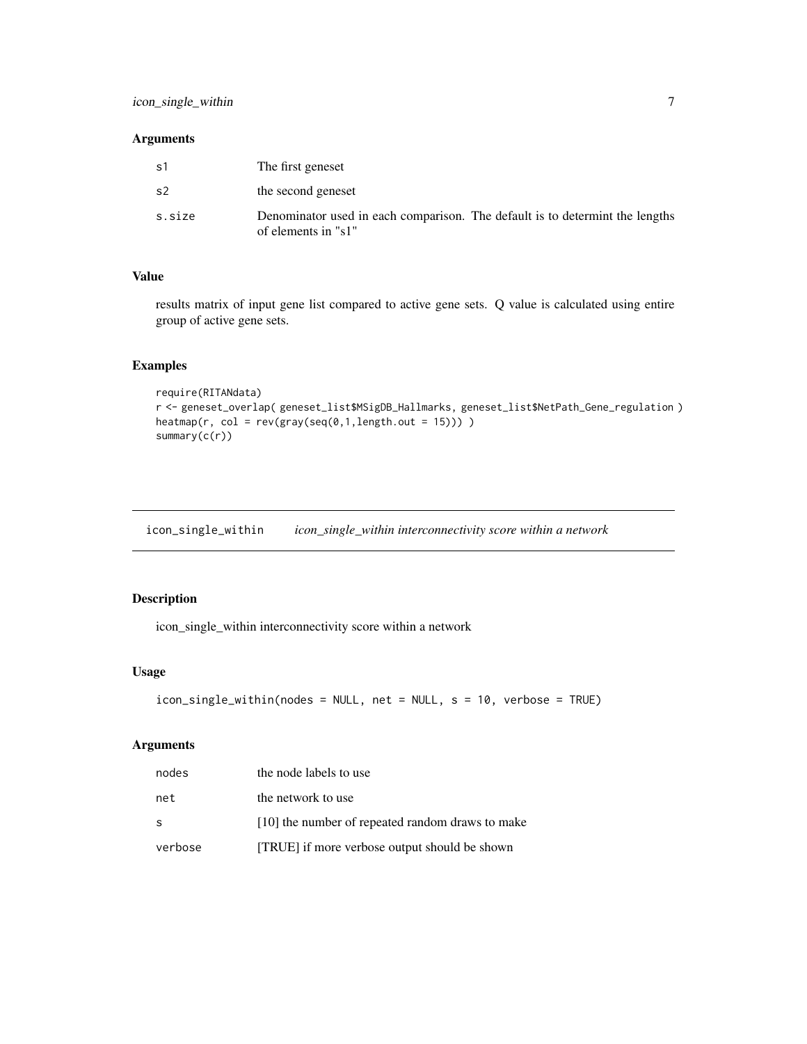### Arguments

| | |
|---|---|
| s1 | The first geneset |
| s2 | the second geneset |
| s.size | Denominator used in each comparison. The default is to determint the lengths of elements in "s1" |

### Value

results matrix of input gene list compared to active gene sets. Q value is calculated using entire group of active gene sets.

### Examples

```
require(RITANdata)
r <- geneset_overlap( geneset_list$MSigDB_Hallmarks, geneset_list$NetPath_Gene_regulation )
heatmap(r, col = rev(gray(seq(0,1,length.out = 15))) )
summary(c(r))
```

---

## icon_single_within    *icon_single_within interconnectivity score within a network*

---

### Description

icon_single_within interconnectivity score within a network

### Usage

```
icon_single_within(nodes = NULL, net = NULL, s = 10, verbose = TRUE)
```

### Arguments

| | |
|---|---|
| nodes | the node labels to use |
| net | the network to use |
| s | [10] the number of repeated random draws to make |
| verbose | [TRUE] if more verbose output should be shown |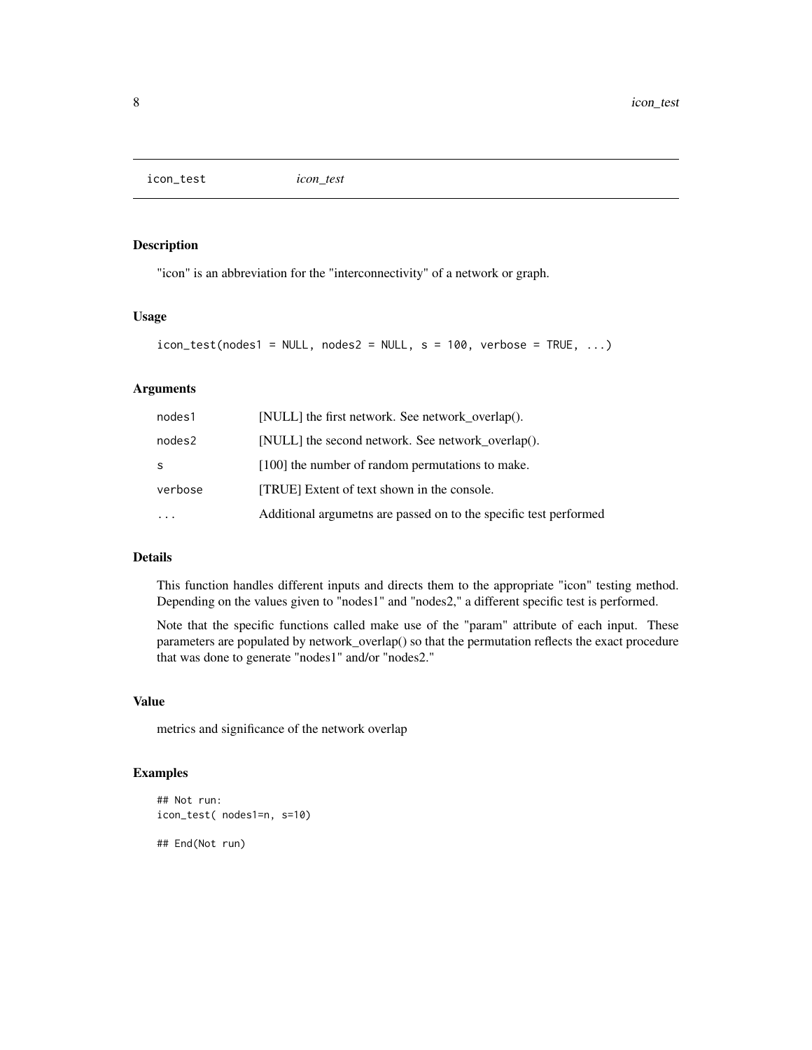# icon_test *icon_test*

## Description

"icon" is an abbreviation for the "interconnectivity" of a network or graph.

## Usage

```
icon_test(nodes1 = NULL, nodes2 = NULL, s = 100, verbose = TRUE, ...)
```

## Arguments

| | |
|---|---|
| nodes1 | [NULL] the first network. See network_overlap(). |
| nodes2 | [NULL] the second network. See network_overlap(). |
| s | [100] the number of random permutations to make. |
| verbose | [TRUE] Extent of text shown in the console. |
| ... | Additional argumetns are passed on to the specific test performed |

## Details

This function handles different inputs and directs them to the appropriate "icon" testing method. Depending on the values given to "nodes1" and "nodes2," a different specific test is performed.

Note that the specific functions called make use of the "param" attribute of each input. These parameters are populated by network_overlap() so that the permutation reflects the exact procedure that was done to generate "nodes1" and/or "nodes2."

## Value

metrics and significance of the network overlap

## Examples

```
## Not run:
icon_test( nodes1=n, s=10)

## End(Not run)
```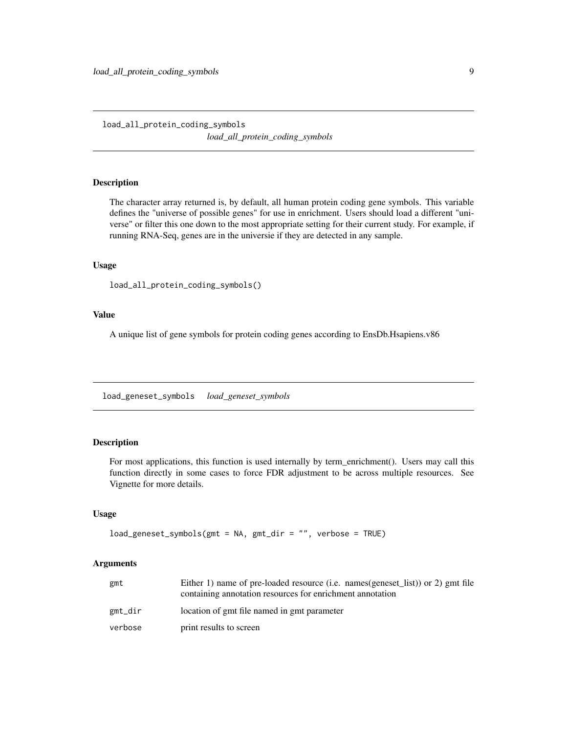## load_all_protein_coding_symbols    *load_all_protein_coding_symbols*

### Description

The character array returned is, by default, all human protein coding gene symbols. This variable defines the "universe of possible genes" for use in enrichment. Users should load a different "universe" or filter this one down to the most appropriate setting for their current study. For example, if running RNA-Seq, genes are in the universie if they are detected in any sample.

### Usage

```
load_all_protein_coding_symbols()
```

### Value

A unique list of gene symbols for protein coding genes according to EnsDb.Hsapiens.v86

## load_geneset_symbols    *load_geneset_symbols*

### Description

For most applications, this function is used internally by term_enrichment(). Users may call this function directly in some cases to force FDR adjustment to be across multiple resources. See Vignette for more details.

### Usage

```
load_geneset_symbols(gmt = NA, gmt_dir = "", verbose = TRUE)
```

### Arguments

| | |
|---|---|
| gmt | Either 1) name of pre-loaded resource (i.e. names(geneset_list)) or 2) gmt file containing annotation resources for enrichment annotation |
| gmt_dir | location of gmt file named in gmt parameter |
| verbose | print results to screen |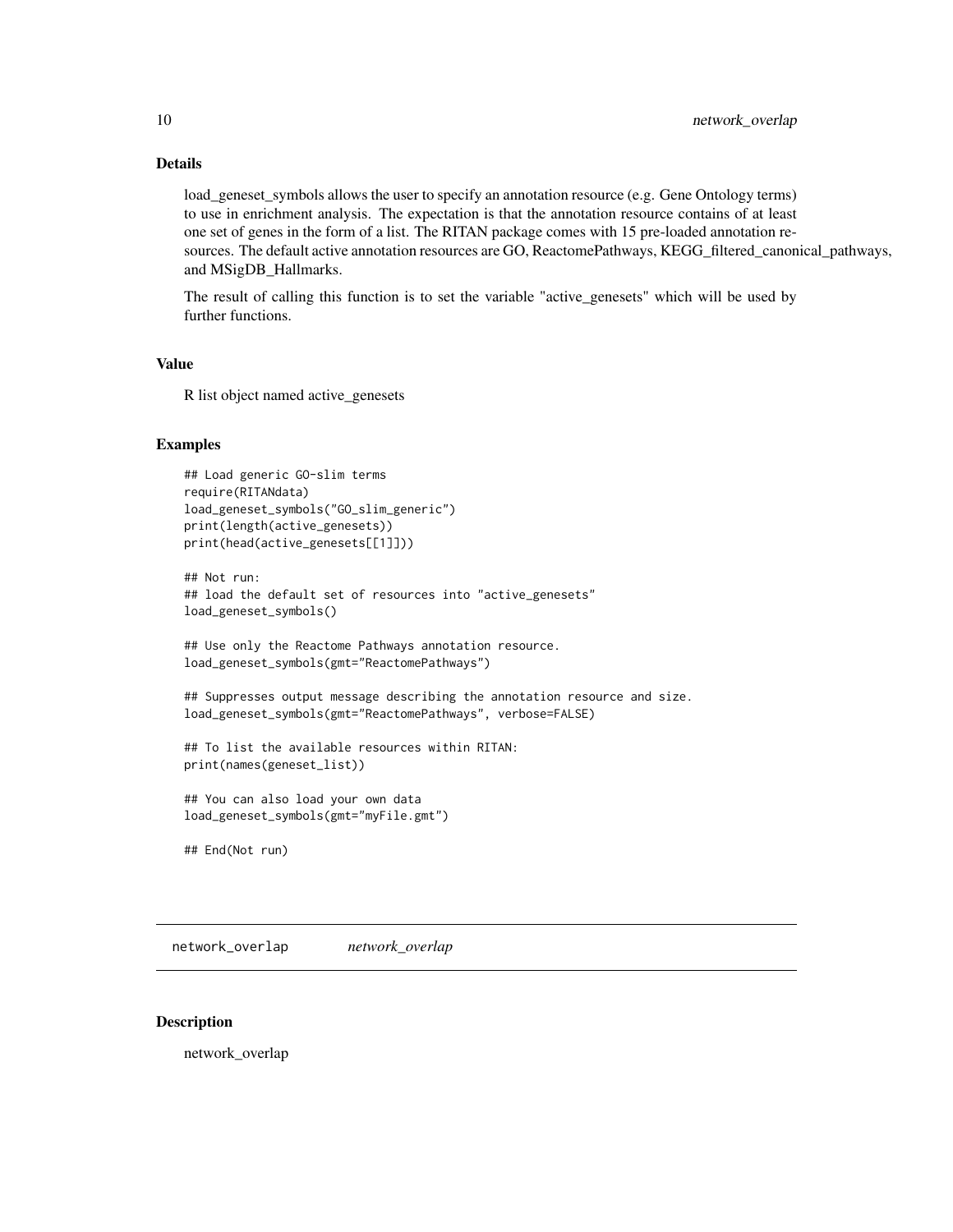### Details

load_geneset_symbols allows the user to specify an annotation resource (e.g. Gene Ontology terms) to use in enrichment analysis. The expectation is that the annotation resource contains of at least one set of genes in the form of a list. The RITAN package comes with 15 pre-loaded annotation resources. The default active annotation resources are GO, ReactomePathways, KEGG_filtered_canonical_pathways, and MSigDB_Hallmarks.

The result of calling this function is to set the variable "active_genesets" which will be used by further functions.

### Value

R list object named active_genesets

### Examples

```
## Load generic GO-slim terms
require(RITANdata)
load_geneset_symbols("GO_slim_generic")
print(length(active_genesets))
print(head(active_genesets[[1]]))

## Not run:
## load the default set of resources into "active_genesets"
load_geneset_symbols()

## Use only the Reactome Pathways annotation resource.
load_geneset_symbols(gmt="ReactomePathways")

## Suppresses output message describing the annotation resource and size.
load_geneset_symbols(gmt="ReactomePathways", verbose=FALSE)

## To list the available resources within RITAN:
print(names(geneset_list))

## You can also load your own data
load_geneset_symbols(gmt="myFile.gmt")

## End(Not run)
```

---

## network_overlap *network_overlap*

---

### Description

network_overlap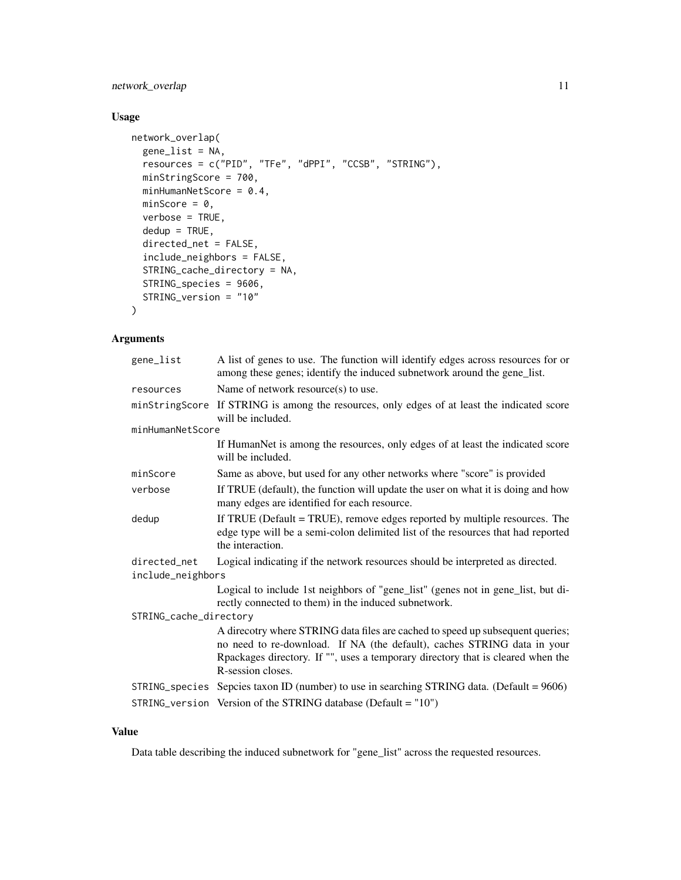## Usage

```
network_overlap(
  gene_list = NA,
  resources = c("PID", "TFe", "dPPI", "CCSB", "STRING"),
  minStringScore = 700,
  minHumanNetScore = 0.4,
  minScore = 0,
  verbose = TRUE,
  dedup = TRUE,
  directed_net = FALSE,
  include_neighbors = FALSE,
  STRING_cache_directory = NA,
  STRING_species = 9606,
  STRING_version = "10"
)
```

## Arguments

| | |
|---|---|
| gene_list | A list of genes to use. The function will identify edges across resources for or among these genes; identify the induced subnetwork around the gene_list. |
| resources | Name of network resource(s) to use. |
| minStringScore | If STRING is among the resources, only edges of at least the indicated score will be included. |
| minHumanNetScore | If HumanNet is among the resources, only edges of at least the indicated score will be included. |
| minScore | Same as above, but used for any other networks where "score" is provided |
| verbose | If TRUE (default), the function will update the user on what it is doing and how many edges are identified for each resource. |
| dedup | If TRUE (Default = TRUE), remove edges reported by multiple resources. The edge type will be a semi-colon delimited list of the resources that had reported the interaction. |
| directed_net | Logical indicating if the network resources should be interpreted as directed. |
| include_neighbors | Logical to include 1st neighbors of "gene_list" (genes not in gene_list, but directly connected to them) in the induced subnetwork. |
| STRING_cache_directory | A direcotry where STRING data files are cached to speed up subsequent queries; no need to re-download. If NA (the default), caches STRING data in your Rpackages directory. If "", uses a temporary directory that is cleared when the R-session closes. |
| STRING_species | Sepcies taxon ID (number) to use in searching STRING data. (Default = 9606) |
| STRING_version | Version of the STRING database (Default = "10") |

## Value

Data table describing the induced subnetwork for "gene_list" across the requested resources.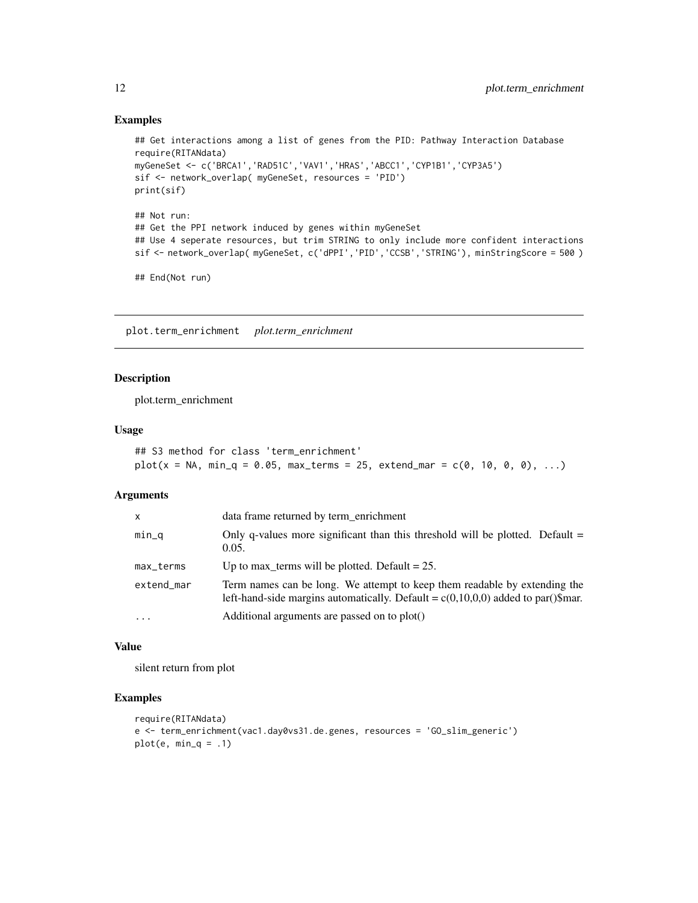### Examples

```
## Get interactions among a list of genes from the PID: Pathway Interaction Database
require(RITANdata)
myGeneSet <- c('BRCA1','RAD51C','VAV1','HRAS','ABCC1','CYP1B1','CYP3A5')
sif <- network_overlap( myGeneSet, resources = 'PID')
print(sif)

## Not run:
## Get the PPI network induced by genes within myGeneSet
## Use 4 seperate resources, but trim STRING to only include more confident interactions
sif <- network_overlap( myGeneSet, c('dPPI','PID','CCSB','STRING'), minStringScore = 500 )

## End(Not run)
```

## plot.term_enrichment *plot.term_enrichment*

### Description

plot.term_enrichment

### Usage

```
## S3 method for class 'term_enrichment'
plot(x = NA, min_q = 0.05, max_terms = 25, extend_mar = c(0, 10, 0, 0), ...)
```

### Arguments

| | |
|---|---|
| x | data frame returned by term_enrichment |
| min_q | Only q-values more significant than this threshold will be plotted. Default = 0.05. |
| max_terms | Up to max_terms will be plotted. Default = 25. |
| extend_mar | Term names can be long. We attempt to keep them readable by extending the left-hand-side margins automatically. Default = c(0,10,0,0) added to par()$mar. |
| ... | Additional arguments are passed on to plot() |

### Value

silent return from plot

### Examples

```
require(RITANdata)
e <- term_enrichment(vac1.day0vs31.de.genes, resources = 'GO_slim_generic')
plot(e, min_q = .1)
```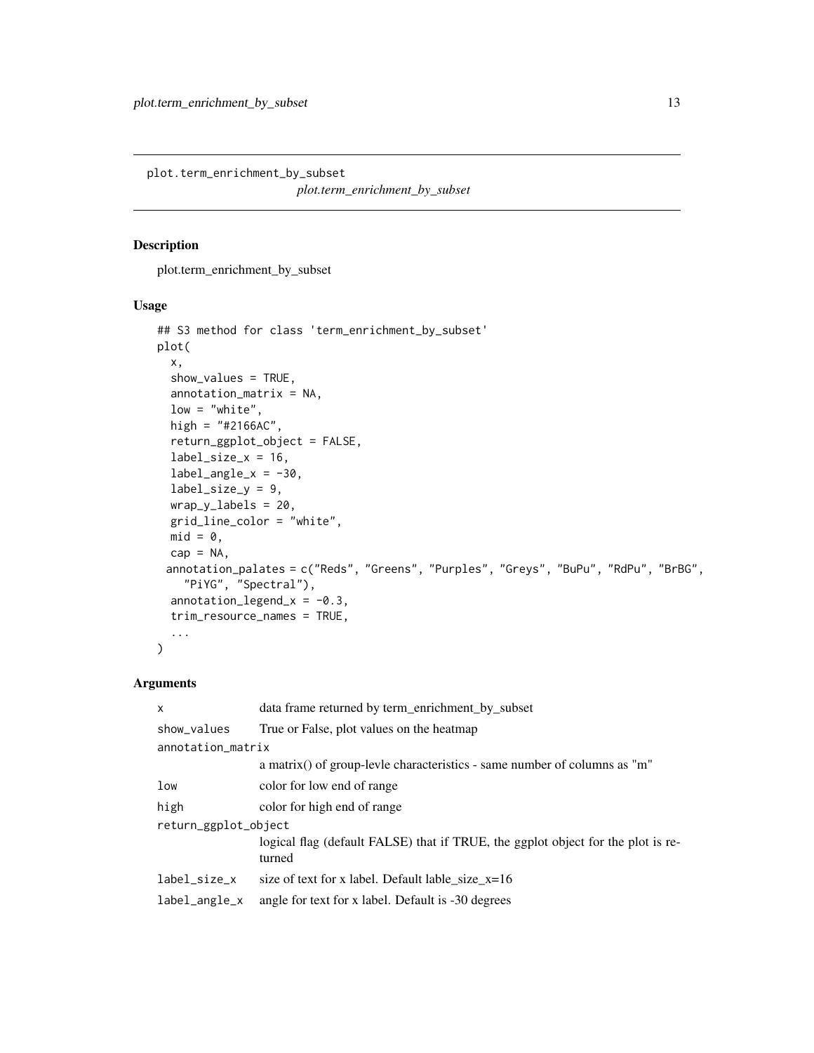plot.term_enrichment_by_subset

*plot.term_enrichment_by_subset*

## Description

plot.term_enrichment_by_subset

## Usage

```
## S3 method for class 'term_enrichment_by_subset'
plot(
  x,
  show_values = TRUE,
  annotation_matrix = NA,
  low = "white",
  high = "#2166AC",
  return_ggplot_object = FALSE,
  label_size_x = 16,
  label_angle_x = -30,
  label_size_y = 9,
  wrap_y_labels = 20,
  grid_line_color = "white",
  mid = 0,
  cap = NA,
  annotation_palates = c("Reds", "Greens", "Purples", "Greys", "BuPu", "RdPu", "BrBG",
    "PiYG", "Spectral"),
  annotation_legend_x = -0.3,
  trim_resource_names = TRUE,
  ...
)
```

## Arguments

| | |
|---|---|
| x | data frame returned by term_enrichment_by_subset |
| show_values | True or False, plot values on the heatmap |
| annotation_matrix | a matrix() of group-levle characteristics - same number of columns as "m" |
| low | color for low end of range |
| high | color for high end of range |
| return_ggplot_object | logical flag (default FALSE) that if TRUE, the ggplot object for the plot is returned |
| label_size_x | size of text for x label. Default lable_size_x=16 |
| label_angle_x | angle for text for x label. Default is -30 degrees |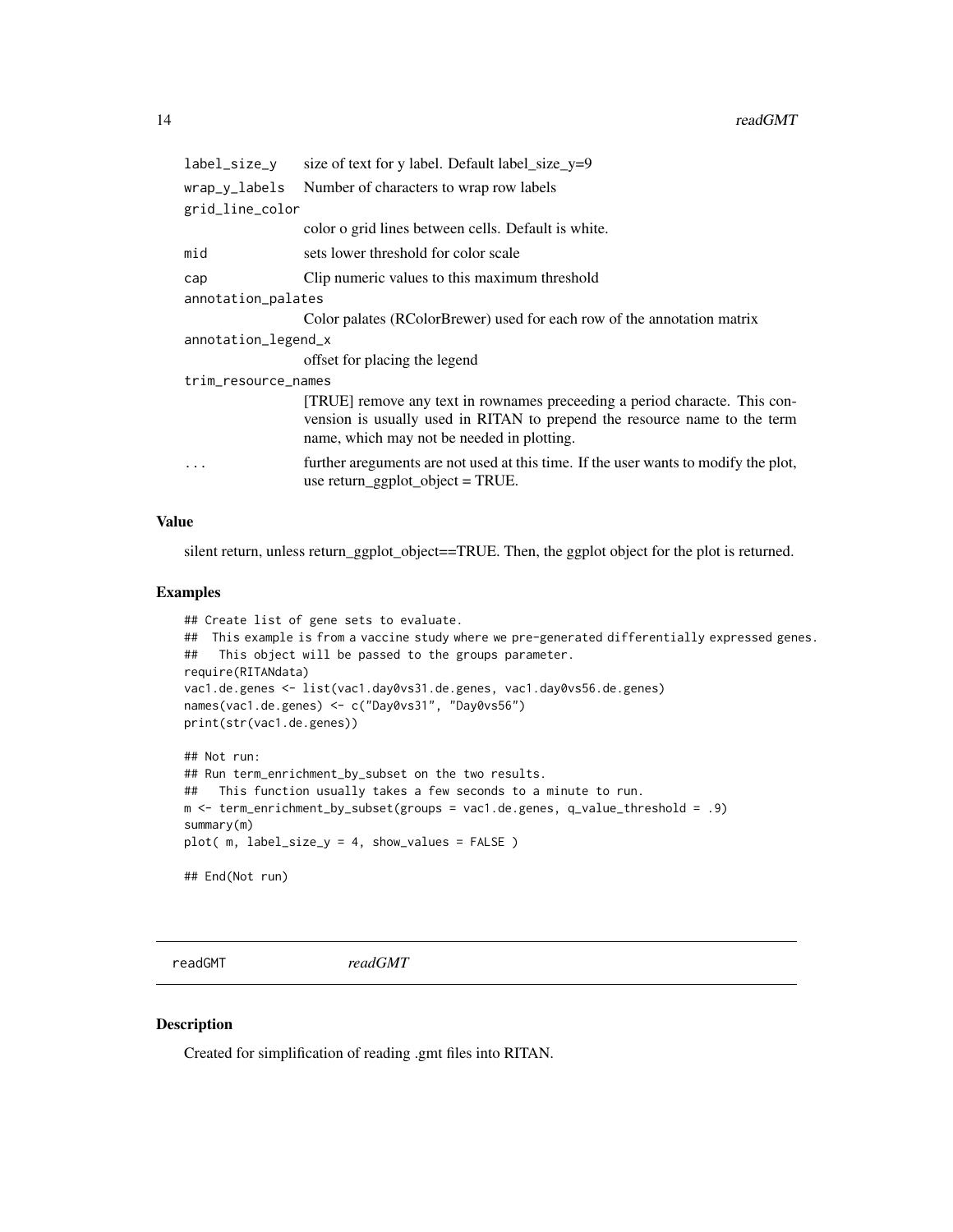| | |
|---|---|
| `label_size_y` | size of text for y label. Default label_size_y=9 |
| `wrap_y_labels` | Number of characters to wrap row labels |
| `grid_line_color` | color o grid lines between cells. Default is white. |
| `mid` | sets lower threshold for color scale |
| `cap` | Clip numeric values to this maximum threshold |
| `annotation_palates` | Color palates (RColorBrewer) used for each row of the annotation matrix |
| `annotation_legend_x` | offset for placing the legend |
| `trim_resource_names` | [TRUE] remove any text in rownames preceeding a period characte. This conversion is usually used in RITAN to prepend the resource name to the term name, which may not be needed in plotting. |
| `...` | further areguments are not used at this time. If the user wants to modify the plot, use return_ggplot_object = TRUE. |

## Value

silent return, unless return_ggplot_object==TRUE. Then, the ggplot object for the plot is returned.

## Examples

```
## Create list of gene sets to evaluate.
##  This example is from a vaccine study where we pre-generated differentially expressed genes.
##   This object will be passed to the groups parameter.
require(RITANdata)
vac1.de.genes <- list(vac1.day0vs31.de.genes, vac1.day0vs56.de.genes)
names(vac1.de.genes) <- c("Day0vs31", "Day0vs56")
print(str(vac1.de.genes))

## Not run:
## Run term_enrichment_by_subset on the two results.
##   This function usually takes a few seconds to a minute to run.
m <- term_enrichment_by_subset(groups = vac1.de.genes, q_value_threshold = .9)
summary(m)
plot( m, label_size_y = 4, show_values = FALSE )

## End(Not run)
```

---

# readGMT *readGMT*

## Description

Created for simplification of reading .gmt files into RITAN.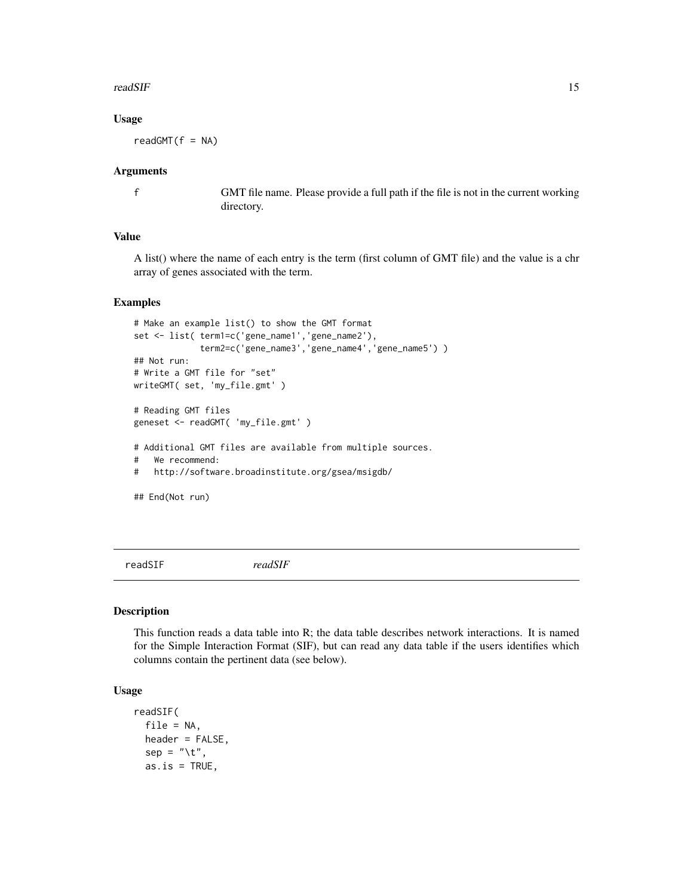### Usage

```
readGMT(f = NA)
```

### Arguments

| | |
|---|---|
| f | GMT file name. Please provide a full path if the file is not in the current working directory. |

### Value

A list() where the name of each entry is the term (first column of GMT file) and the value is a chr array of genes associated with the term.

### Examples

```
# Make an example list() to show the GMT format
set <- list( term1=c('gene_name1','gene_name2'),
             term2=c('gene_name3','gene_name4','gene_name5') )
## Not run:
# Write a GMT file for "set"
writeGMT( set, 'my_file.gmt' )

# Reading GMT files
geneset <- readGMT( 'my_file.gmt' )

# Additional GMT files are available from multiple sources.
#   We recommend:
#   http://software.broadinstitute.org/gsea/msigdb/

## End(Not run)
```

---

## readSIF *readSIF*

### Description

This function reads a data table into R; the data table describes network interactions. It is named for the Simple Interaction Format (SIF), but can read any data table if the users identifies which columns contain the pertinent data (see below).

### Usage

```
readSIF(
  file = NA,
  header = FALSE,
  sep = "\t",
  as.is = TRUE,
```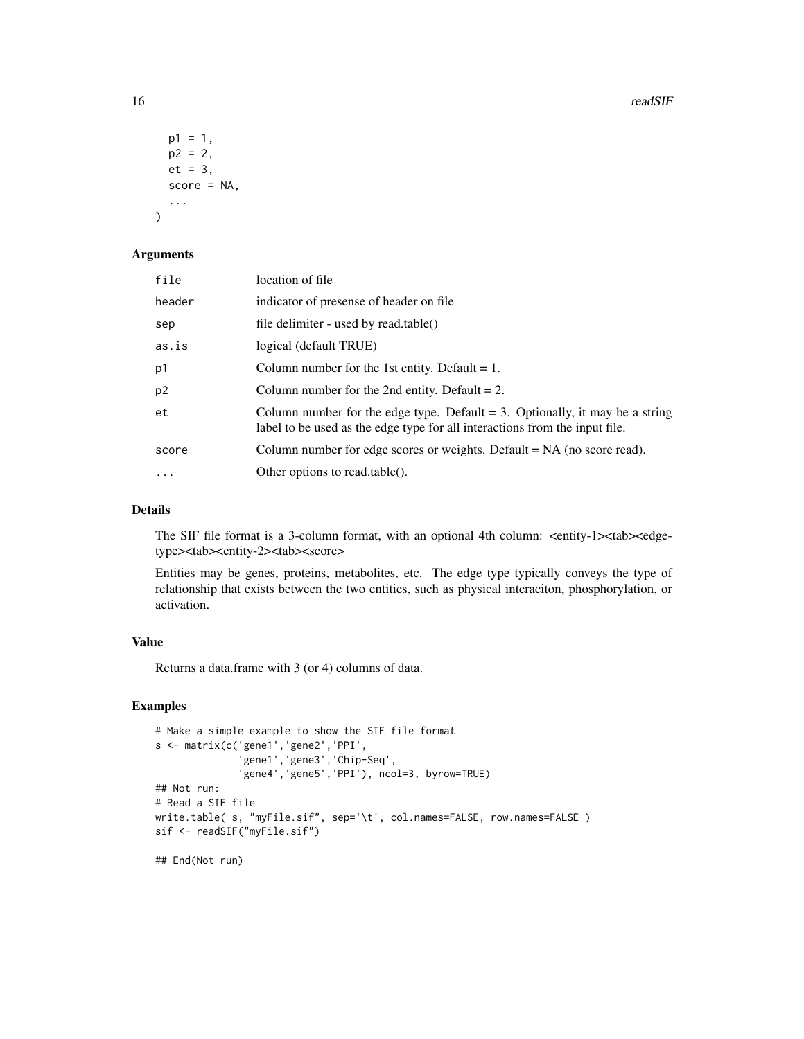```
  p1 = 1,
  p2 = 2,
  et = 3,
  score = NA,
  ...
)
```

### Arguments

| | |
|---|---|
| file | location of file |
| header | indicator of presense of header on file |
| sep | file delimiter - used by read.table() |
| as.is | logical (default TRUE) |
| p1 | Column number for the 1st entity. Default = 1. |
| p2 | Column number for the 2nd entity. Default = 2. |
| et | Column number for the edge type. Default = 3. Optionally, it may be a string label to be used as the edge type for all interactions from the input file. |
| score | Column number for edge scores or weights. Default = NA (no score read). |
| ... | Other options to read.table(). |

### Details

The SIF file format is a 3-column format, with an optional 4th column: <entity-1><tab><edge-type><tab><entity-2><tab><score>

Entities may be genes, proteins, metabolites, etc. The edge type typically conveys the type of relationship that exists between the two entities, such as physical interaciton, phosphorylation, or activation.

### Value

Returns a data.frame with 3 (or 4) columns of data.

### Examples

```
# Make a simple example to show the SIF file format
s <- matrix(c('gene1','gene2','PPI',
              'gene1','gene3','Chip-Seq',
              'gene4','gene5','PPI'), ncol=3, byrow=TRUE)
## Not run:
# Read a SIF file
write.table( s, "myFile.sif", sep='\t', col.names=FALSE, row.names=FALSE )
sif <- readSIF("myFile.sif")

## End(Not run)
```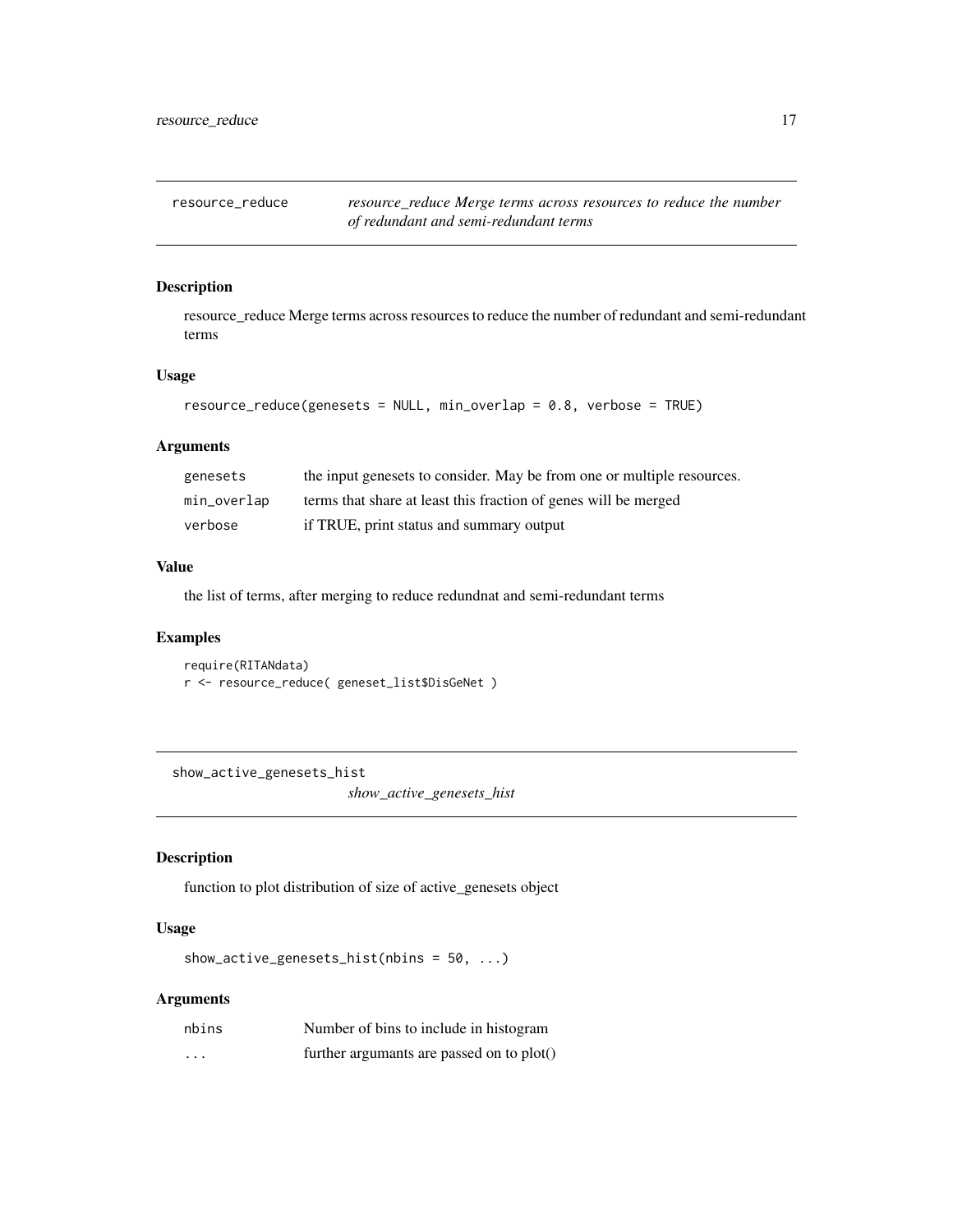## resource_reduce

*resource_reduce Merge terms across resources to reduce the number of redundant and semi-redundant terms*

### Description

resource_reduce Merge terms across resources to reduce the number of redundant and semi-redundant terms

### Usage

```
resource_reduce(genesets = NULL, min_overlap = 0.8, verbose = TRUE)
```

### Arguments

| | |
|---|---|
| genesets | the input genesets to consider. May be from one or multiple resources. |
| min_overlap | terms that share at least this fraction of genes will be merged |
| verbose | if TRUE, print status and summary output |

### Value

the list of terms, after merging to reduce redundnat and semi-redundant terms

### Examples

```
require(RITANdata)
r <- resource_reduce( geneset_list$DisGeNet )
```

## show_active_genesets_hist

*show_active_genesets_hist*

### Description

function to plot distribution of size of active_genesets object

### Usage

```
show_active_genesets_hist(nbins = 50, ...)
```

### Arguments

| | |
|---|---|
| nbins | Number of bins to include in histogram |
| ... | further argumants are passed on to plot() |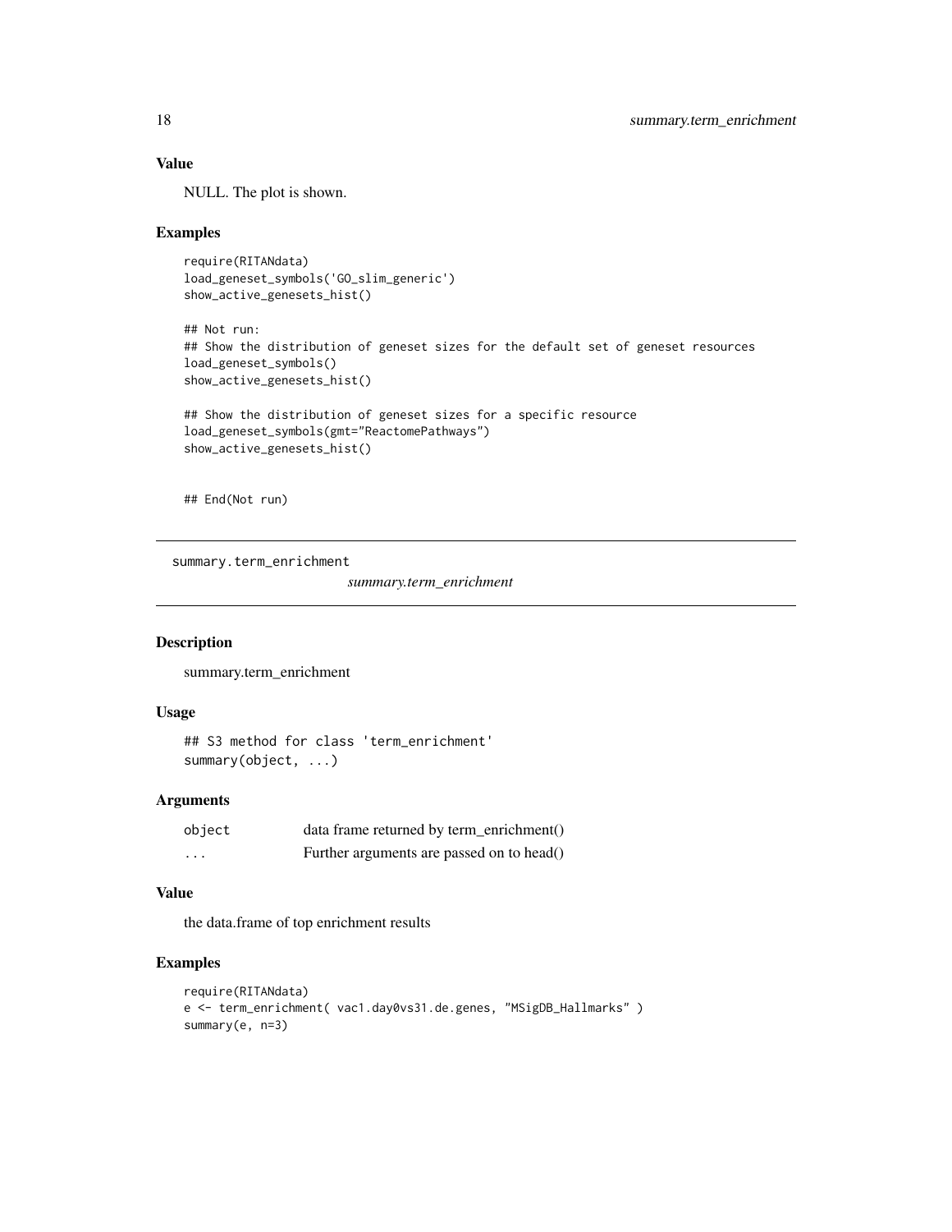### Value

NULL. The plot is shown.

### Examples

```
require(RITANdata)
load_geneset_symbols('GO_slim_generic')
show_active_genesets_hist()

## Not run:
## Show the distribution of geneset sizes for the default set of geneset resources
load_geneset_symbols()
show_active_genesets_hist()

## Show the distribution of geneset sizes for a specific resource
load_geneset_symbols(gmt="ReactomePathways")
show_active_genesets_hist()


## End(Not run)
```

---

## summary.term_enrichment

*summary.term_enrichment*

### Description

summary.term_enrichment

### Usage

```
## S3 method for class 'term_enrichment'
summary(object, ...)
```

### Arguments

| | |
|---|---|
| object | data frame returned by term_enrichment() |
| ... | Further arguments are passed on to head() |

### Value

the data.frame of top enrichment results

### Examples

```
require(RITANdata)
e <- term_enrichment( vac1.day0vs31.de.genes, "MSigDB_Hallmarks" )
summary(e, n=3)
```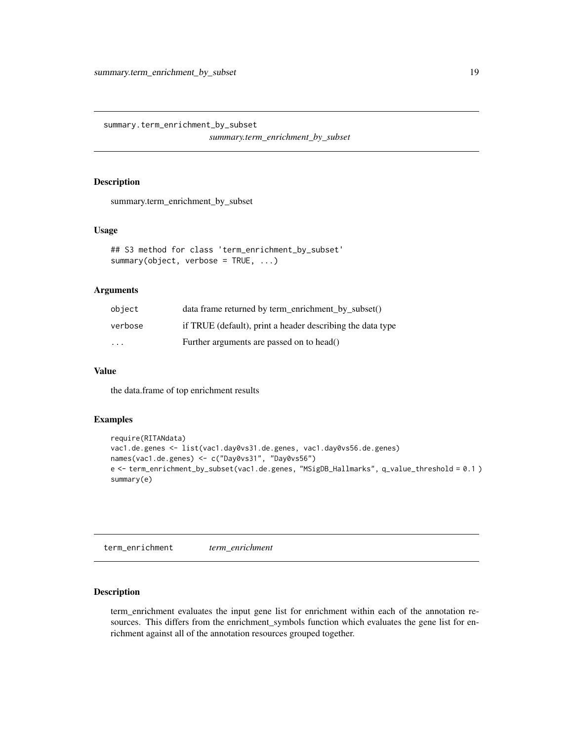## summary.term_enrichment_by_subset

*summary.term_enrichment_by_subset*

### Description

summary.term_enrichment_by_subset

### Usage

```
## S3 method for class 'term_enrichment_by_subset'
summary(object, verbose = TRUE, ...)
```

### Arguments

| | |
|---|---|
| `object` | data frame returned by term_enrichment_by_subset() |
| `verbose` | if TRUE (default), print a header describing the data type |
| `...` | Further arguments are passed on to head() |

### Value

the data.frame of top enrichment results

### Examples

```
require(RITANdata)
vac1.de.genes <- list(vac1.day0vs31.de.genes, vac1.day0vs56.de.genes)
names(vac1.de.genes) <- c("Day0vs31", "Day0vs56")
e <- term_enrichment_by_subset(vac1.de.genes, "MSigDB_Hallmarks", q_value_threshold = 0.1 )
summary(e)
```

## term_enrichment

*term_enrichment*

### Description

term_enrichment evaluates the input gene list for enrichment within each of the annotation resources. This differs from the enrichment_symbols function which evaluates the gene list for enrichment against all of the annotation resources grouped together.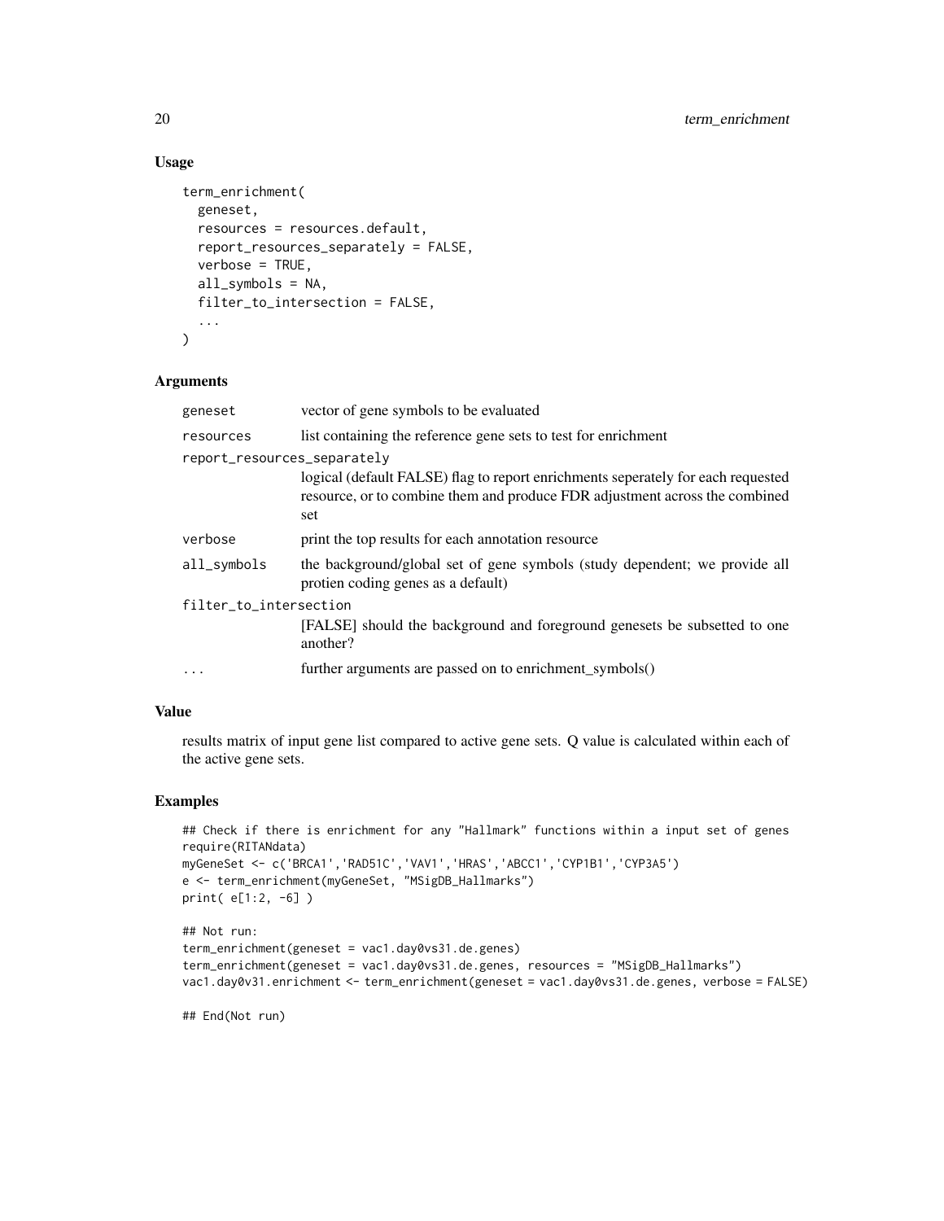### Usage

```
term_enrichment(
  geneset,
  resources = resources.default,
  report_resources_separately = FALSE,
  verbose = TRUE,
  all_symbols = NA,
  filter_to_intersection = FALSE,
  ...
)
```

### Arguments

| Argument | Description |
|---|---|
| `geneset` | vector of gene symbols to be evaluated |
| `resources` | list containing the reference gene sets to test for enrichment |
| `report_resources_separately` | logical (default FALSE) flag to report enrichments seperately for each requested resource, or to combine them and produce FDR adjustment across the combined set |
| `verbose` | print the top results for each annotation resource |
| `all_symbols` | the background/global set of gene symbols (study dependent; we provide all protien coding genes as a default) |
| `filter_to_intersection` | [FALSE] should the background and foreground genesets be subsetted to one another? |
| `...` | further arguments are passed on to enrichment_symbols() |

### Value

results matrix of input gene list compared to active gene sets. Q value is calculated within each of the active gene sets.

### Examples

```
## Check if there is enrichment for any "Hallmark" functions within a input set of genes
require(RITANdata)
myGeneSet <- c('BRCA1','RAD51C','VAV1','HRAS','ABCC1','CYP1B1','CYP3A5')
e <- term_enrichment(myGeneSet, "MSigDB_Hallmarks")
print( e[1:2, -6] )

## Not run:
term_enrichment(geneset = vac1.day0vs31.de.genes)
term_enrichment(geneset = vac1.day0vs31.de.genes, resources = "MSigDB_Hallmarks")
vac1.day0v31.enrichment <- term_enrichment(geneset = vac1.day0vs31.de.genes, verbose = FALSE)

## End(Not run)
```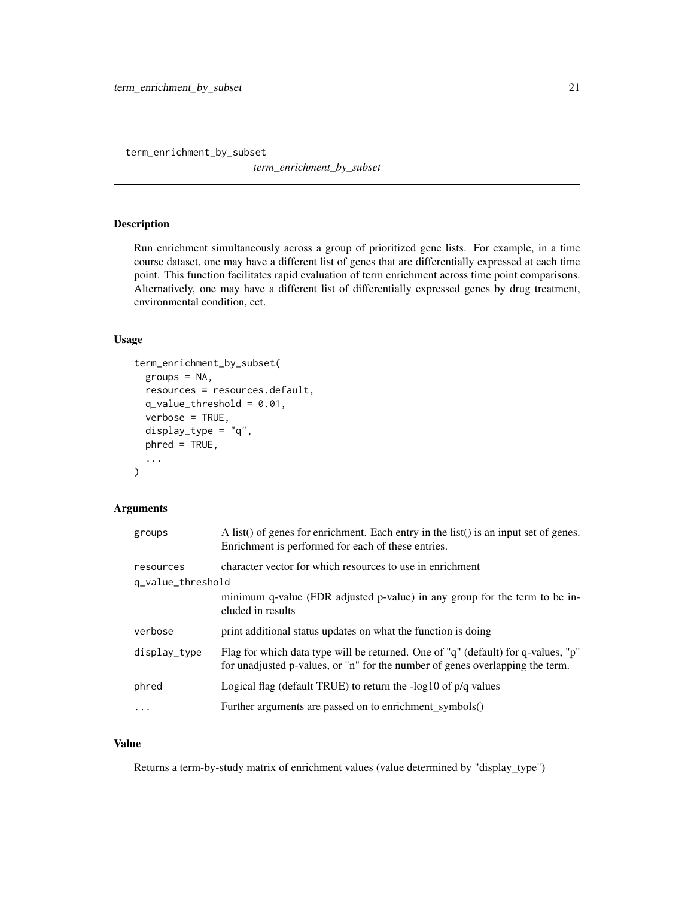# term_enrichment_by_subset

*term_enrichment_by_subset*

## Description

Run enrichment simultaneously across a group of prioritized gene lists. For example, in a time course dataset, one may have a different list of genes that are differentially expressed at each time point. This function facilitates rapid evaluation of term enrichment across time point comparisons. Alternatively, one may have a different list of differentially expressed genes by drug treatment, environmental condition, ect.

## Usage

```
term_enrichment_by_subset(
  groups = NA,
  resources = resources.default,
  q_value_threshold = 0.01,
  verbose = TRUE,
  display_type = "q",
  phred = TRUE,
  ...
)
```

## Arguments

| | |
|---|---|
| groups | A list() of genes for enrichment. Each entry in the list() is an input set of genes. Enrichment is performed for each of these entries. |
| resources | character vector for which resources to use in enrichment |
| q_value_threshold | minimum q-value (FDR adjusted p-value) in any group for the term to be included in results |
| verbose | print additional status updates on what the function is doing |
| display_type | Flag for which data type will be returned. One of "q" (default) for q-values, "p" for unadjusted p-values, or "n" for the number of genes overlapping the term. |
| phred | Logical flag (default TRUE) to return the -log10 of p/q values |
| ... | Further arguments are passed on to enrichment_symbols() |

## Value

Returns a term-by-study matrix of enrichment values (value determined by "display_type")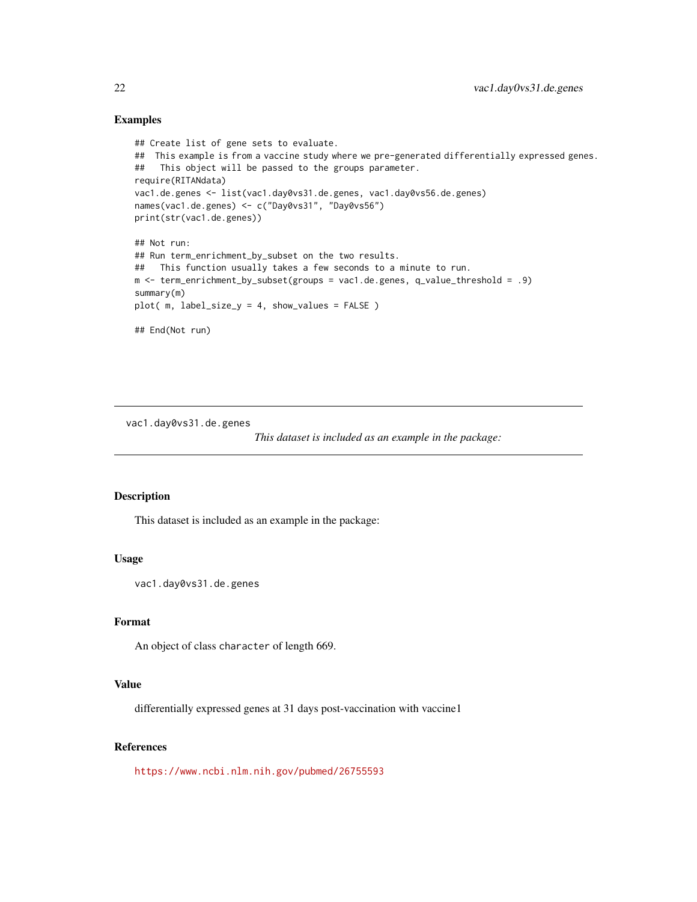### Examples

```
## Create list of gene sets to evaluate.
##  This example is from a vaccine study where we pre-generated differentially expressed genes.
##   This object will be passed to the groups parameter.
require(RITANdata)
vac1.de.genes <- list(vac1.day0vs31.de.genes, vac1.day0vs56.de.genes)
names(vac1.de.genes) <- c("Day0vs31", "Day0vs56")
print(str(vac1.de.genes))

## Not run:
## Run term_enrichment_by_subset on the two results.
##   This function usually takes a few seconds to a minute to run.
m <- term_enrichment_by_subset(groups = vac1.de.genes, q_value_threshold = .9)
summary(m)
plot( m, label_size_y = 4, show_values = FALSE )

## End(Not run)
```

---

`vac1.day0vs31.de.genes` *This dataset is included as an example in the package:*

---

### Description

This dataset is included as an example in the package:

### Usage

```
vac1.day0vs31.de.genes
```

### Format

An object of class `character` of length 669.

### Value

differentially expressed genes at 31 days post-vaccination with vaccine1

### References

https://www.ncbi.nlm.nih.gov/pubmed/26755593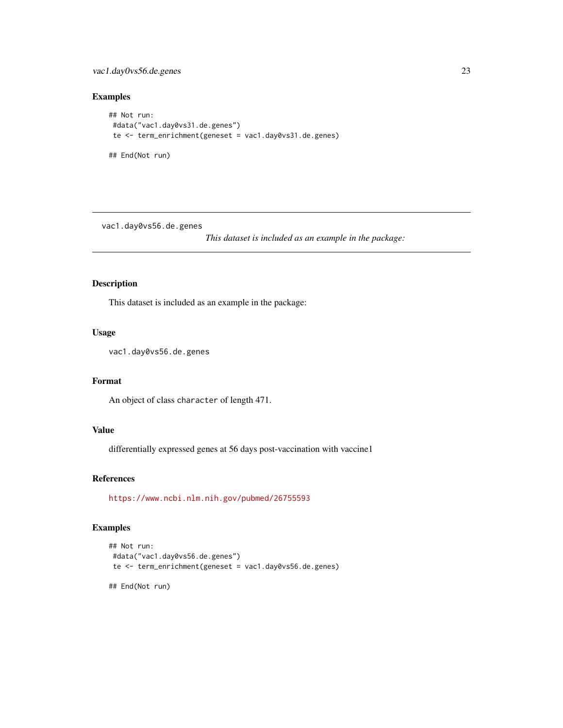## Examples

```
## Not run:
 #data("vac1.day0vs31.de.genes")
 te <- term_enrichment(geneset = vac1.day0vs31.de.genes)

## End(Not run)
```

---

# vac1.day0vs56.de.genes

*This dataset is included as an example in the package:*

---

## Description

This dataset is included as an example in the package:

## Usage

```
vac1.day0vs56.de.genes
```

## Format

An object of class `character` of length 471.

## Value

differentially expressed genes at 56 days post-vaccination with vaccine1

## References

https://www.ncbi.nlm.nih.gov/pubmed/26755593

## Examples

```
## Not run:
 #data("vac1.day0vs56.de.genes")
 te <- term_enrichment(geneset = vac1.day0vs56.de.genes)

## End(Not run)
```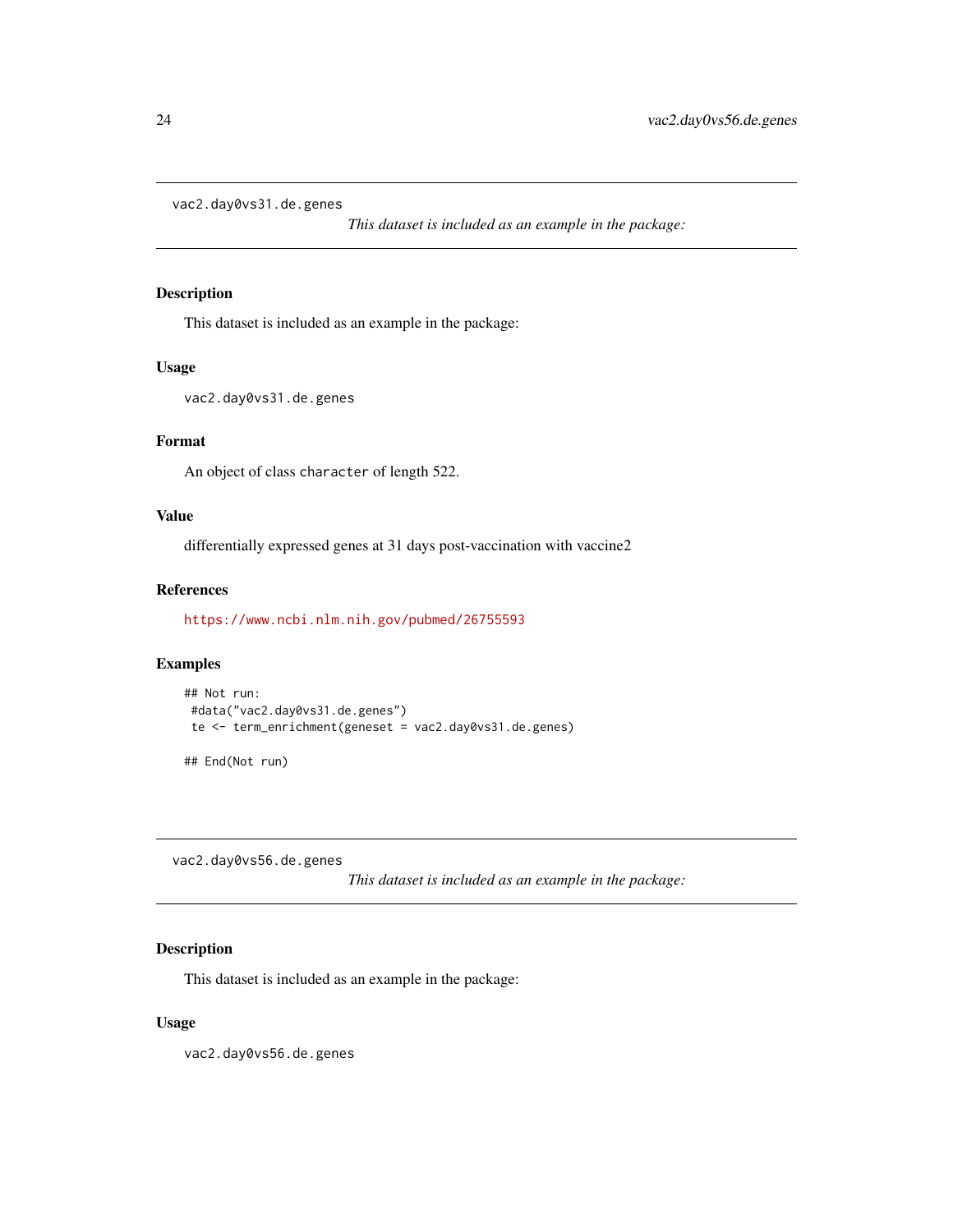## vac2.day0vs31.de.genes

*This dataset is included as an example in the package:*

### Description

This dataset is included as an example in the package:

### Usage

```
vac2.day0vs31.de.genes
```

### Format

An object of class `character` of length 522.

### Value

differentially expressed genes at 31 days post-vaccination with vaccine2

### References

https://www.ncbi.nlm.nih.gov/pubmed/26755593

### Examples

```
## Not run:
 #data("vac2.day0vs31.de.genes")
 te <- term_enrichment(geneset = vac2.day0vs31.de.genes)

## End(Not run)
```

## vac2.day0vs56.de.genes

*This dataset is included as an example in the package:*

### Description

This dataset is included as an example in the package:

### Usage

```
vac2.day0vs56.de.genes
```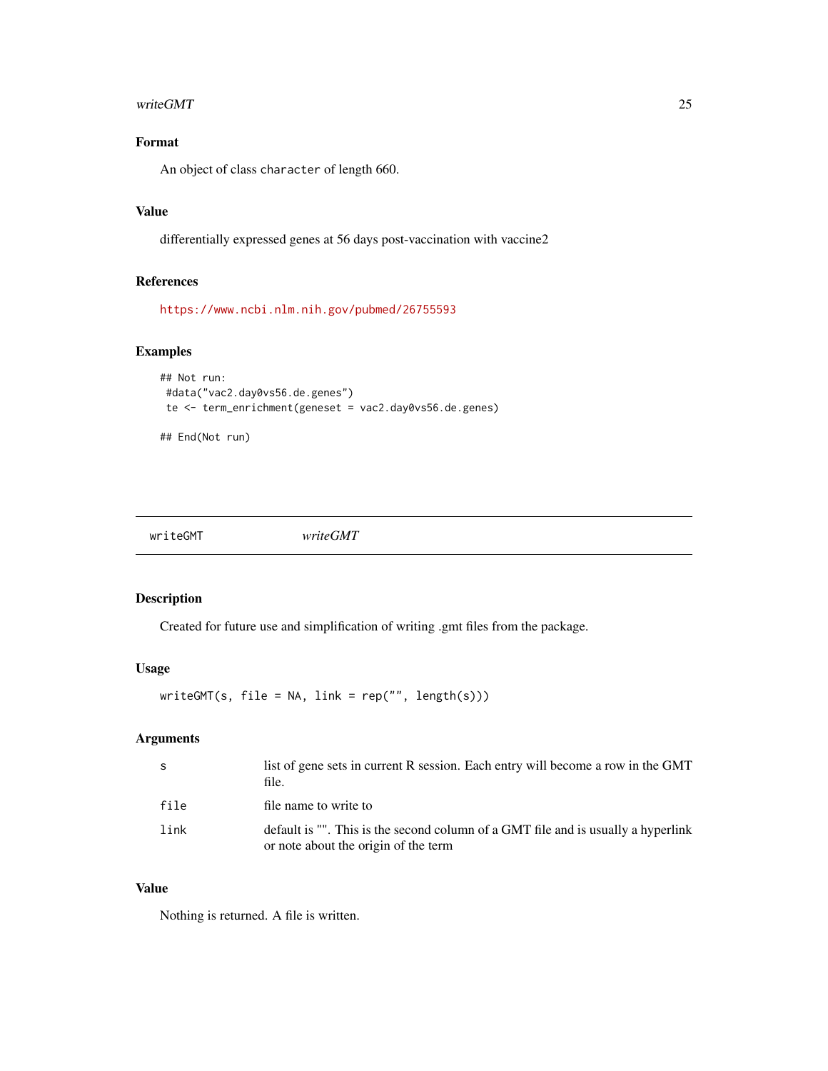### Format

An object of class `character` of length 660.

### Value

differentially expressed genes at 56 days post-vaccination with vaccine2

### References

https://www.ncbi.nlm.nih.gov/pubmed/26755593

### Examples

```
## Not run:
 #data("vac2.day0vs56.de.genes")
 te <- term_enrichment(geneset = vac2.day0vs56.de.genes)

## End(Not run)
```

---

## writeGMT &nbsp;&nbsp;&nbsp;&nbsp; *writeGMT*

---

### Description

Created for future use and simplification of writing .gmt files from the package.

### Usage

```
writeGMT(s, file = NA, link = rep("", length(s)))
```

### Arguments

| | |
|---|---|
| `s` | list of gene sets in current R session. Each entry will become a row in the GMT file. |
| `file` | file name to write to |
| `link` | default is "". This is the second column of a GMT file and is usually a hyperlink or note about the origin of the term |

### Value

Nothing is returned. A file is written.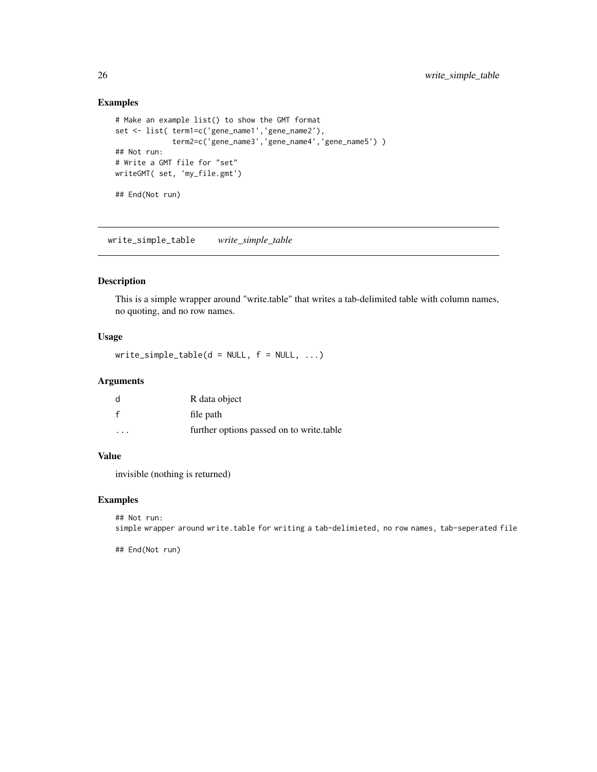### Examples

```
# Make an example list() to show the GMT format
set <- list( term1=c('gene_name1','gene_name2'),
             term2=c('gene_name3','gene_name4','gene_name5') )
## Not run:
# Write a GMT file for "set"
writeGMT( set, 'my_file.gmt')

## End(Not run)
```

---

## write_simple_table *write_simple_table*

---

### Description

This is a simple wrapper around "write.table" that writes a tab-delimited table with column names, no quoting, and no row names.

### Usage

```
write_simple_table(d = NULL, f = NULL, ...)
```

### Arguments

| | |
|---|---|
| d | R data object |
| f | file path |
| ... | further options passed on to write.table |

### Value

invisible (nothing is returned)

### Examples

```
## Not run:
simple wrapper around write.table for writing a tab-delimieted, no row names, tab-seperated file

## End(Not run)
```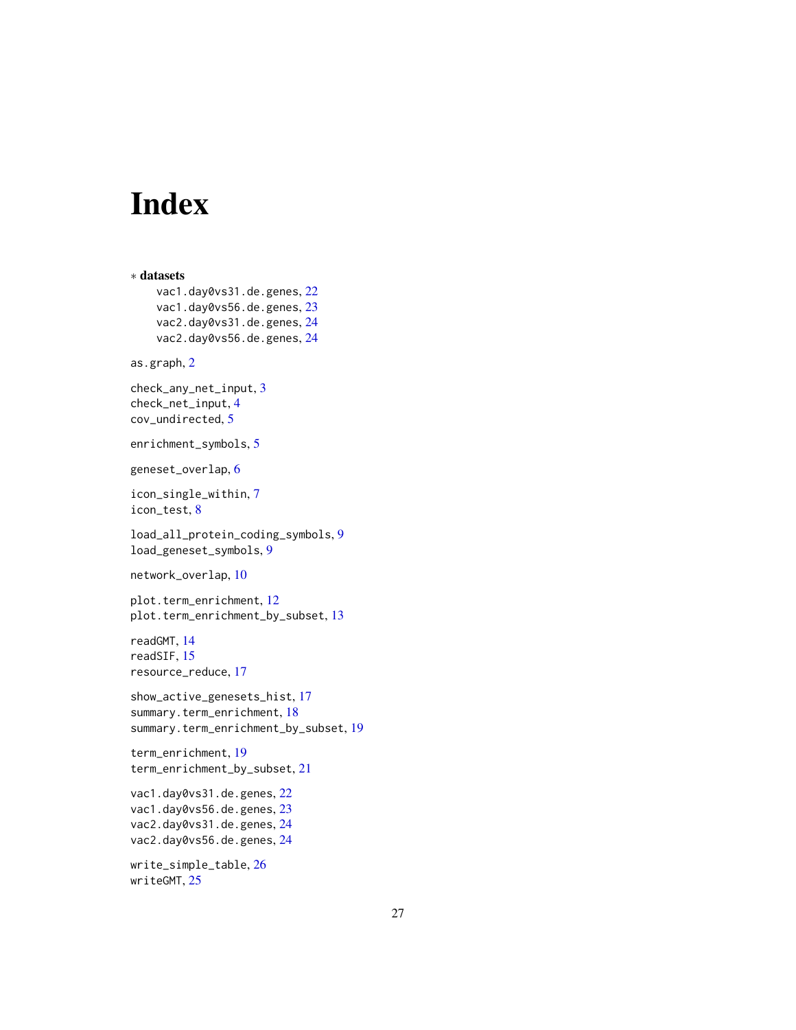# Index

* **datasets**
    - vac1.day0vs31.de.genes, 22
    - vac1.day0vs56.de.genes, 23
    - vac2.day0vs31.de.genes, 24
    - vac2.day0vs56.de.genes, 24

as.graph, 2

check_any_net_input, 3
check_net_input, 4
cov_undirected, 5

enrichment_symbols, 5

geneset_overlap, 6

icon_single_within, 7
icon_test, 8

load_all_protein_coding_symbols, 9
load_geneset_symbols, 9

network_overlap, 10

plot.term_enrichment, 12
plot.term_enrichment_by_subset, 13

readGMT, 14
readSIF, 15
resource_reduce, 17

show_active_genesets_hist, 17
summary.term_enrichment, 18
summary.term_enrichment_by_subset, 19

term_enrichment, 19
term_enrichment_by_subset, 21

vac1.day0vs31.de.genes, 22
vac1.day0vs56.de.genes, 23
vac2.day0vs31.de.genes, 24
vac2.day0vs56.de.genes, 24

write_simple_table, 26
writeGMT, 25